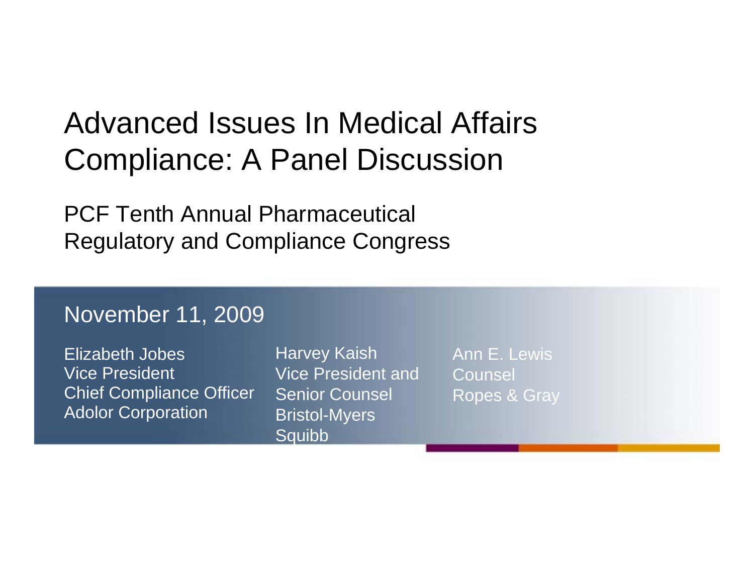# Advanced Issues In Medical Affairs Compliance: A Panel Discussion

## PCF Tenth Annual Pharmaceutical Regulatory and Compliance Congress

November 11, 2009

Elizabeth Jobes
Vice President
Chief Compliance Officer
Adolor Corporation

Harvey Kaish
Vice President and Senior Counsel
Bristol-Myers Squibb

Ann E. Lewis
Counsel
Ropes & Gray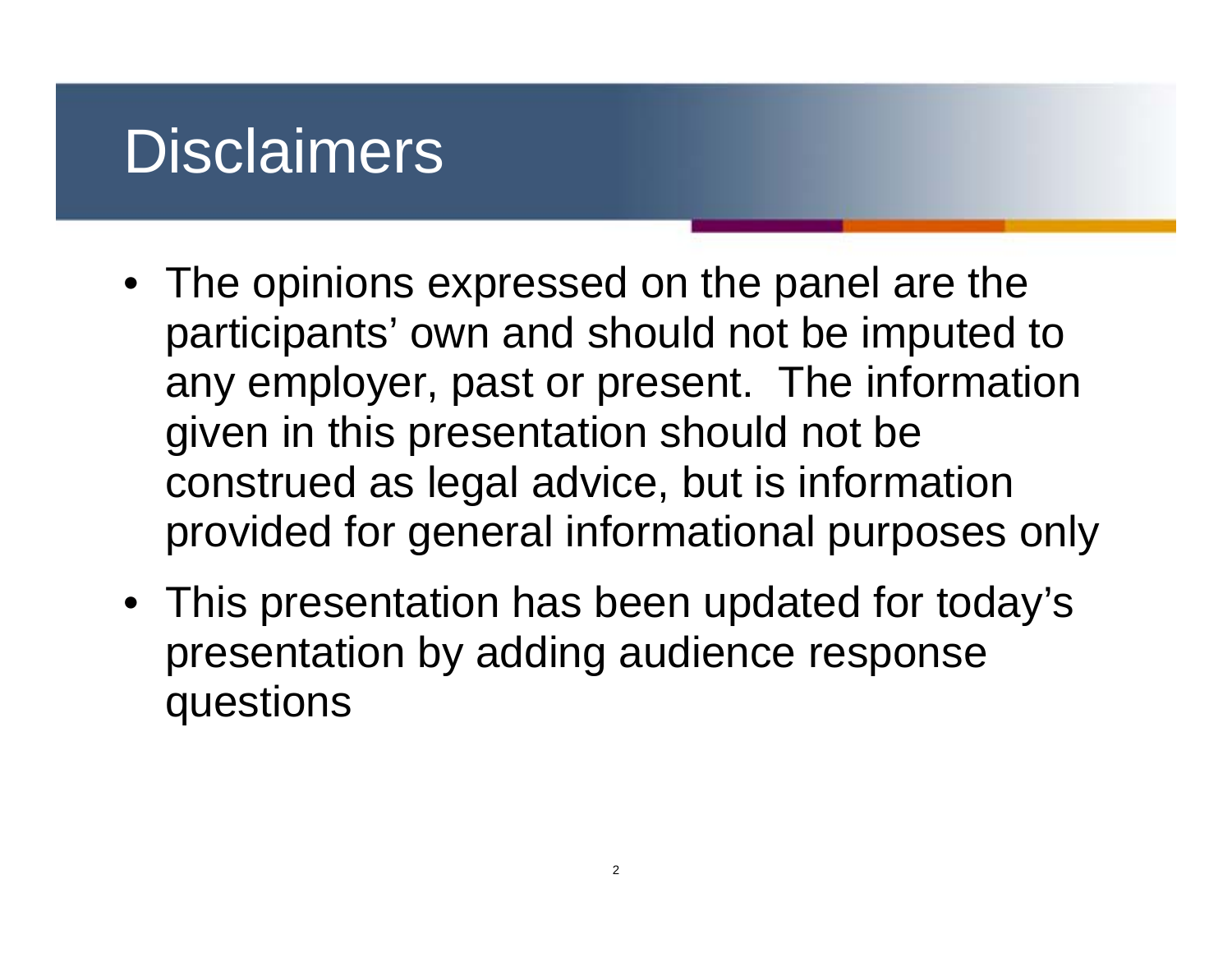# Disclaimers

- The opinions expressed on the panel are the participants' own and should not be imputed to any employer, past or present. The information given in this presentation should not be construed as legal advice, but is information provided for general informational purposes only
- This presentation has been updated for today's presentation by adding audience response questions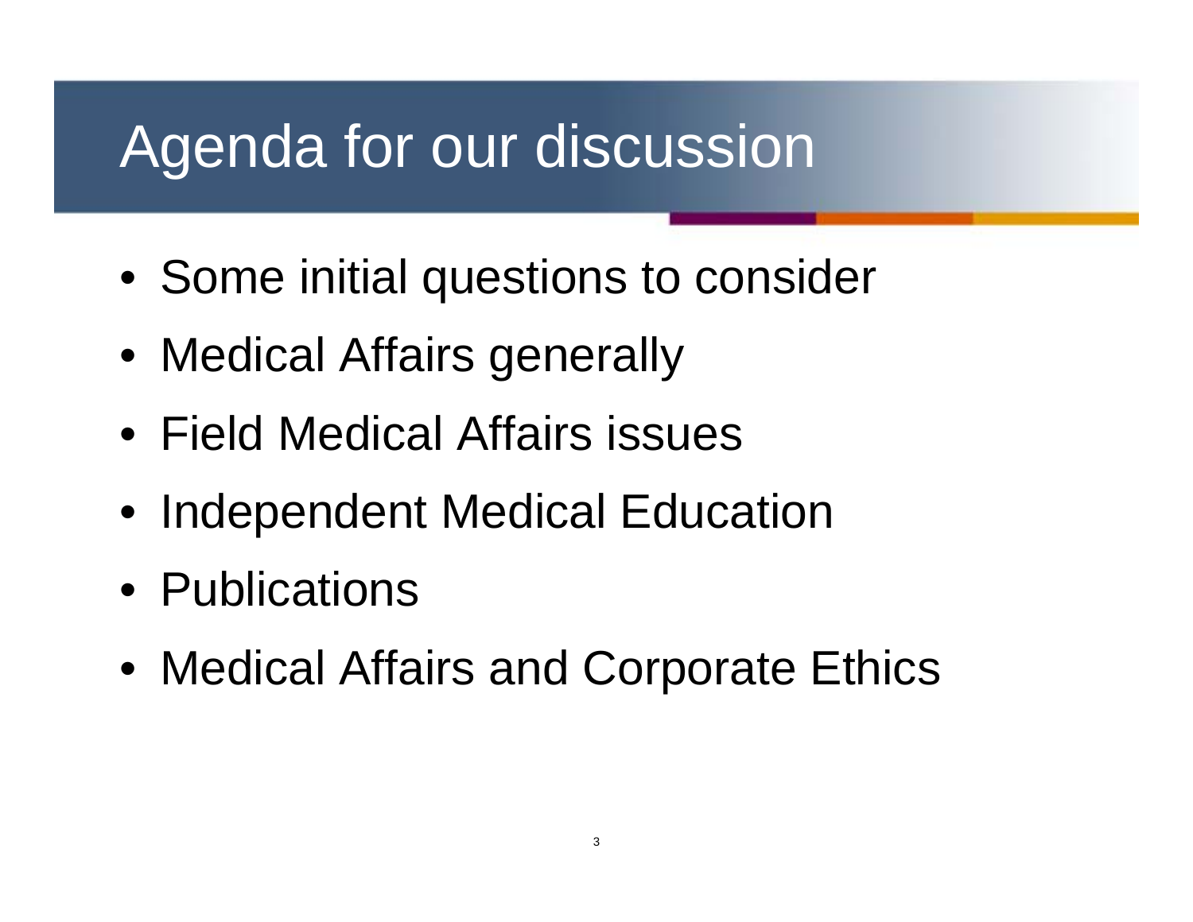# Agenda for our discussion

- Some initial questions to consider
- Medical Affairs generally
- Field Medical Affairs issues
- Independent Medical Education
- Publications
- Medical Affairs and Corporate Ethics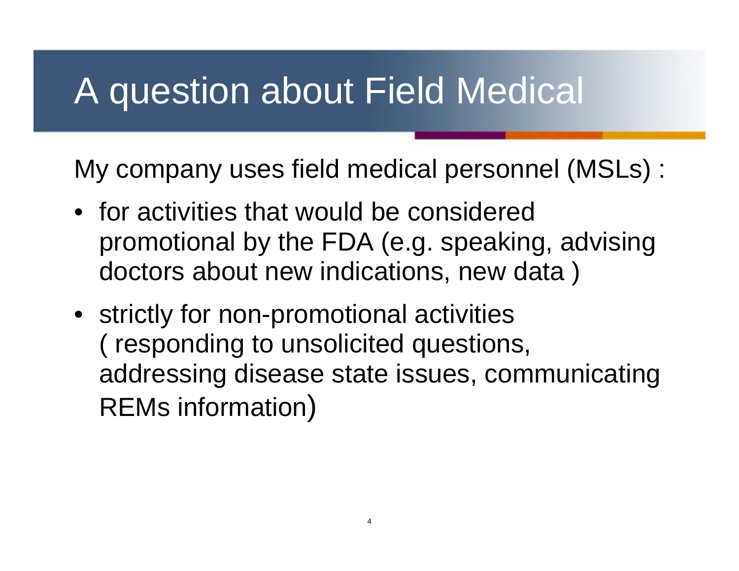# A question about Field Medical

My company uses field medical personnel (MSLs) :

- for activities that would be considered promotional by the FDA (e.g. speaking, advising doctors about new indications, new data )
- strictly for non-promotional activities ( responding to unsolicited questions, addressing disease state issues, communicating REMs information)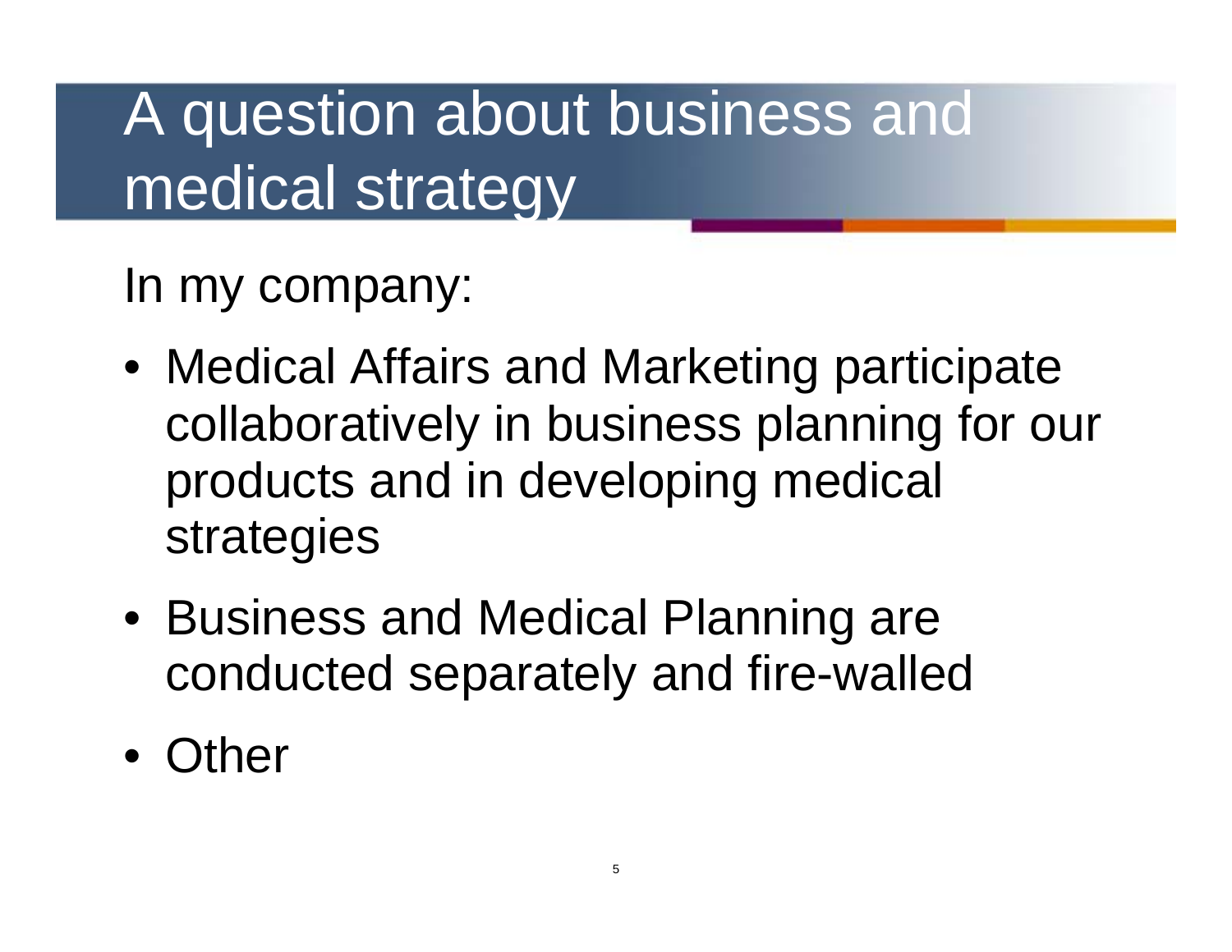# A question about business and medical strategy

In my company:

- Medical Affairs and Marketing participate collaboratively in business planning for our products and in developing medical strategies
- Business and Medical Planning are conducted separately and fire-walled
- Other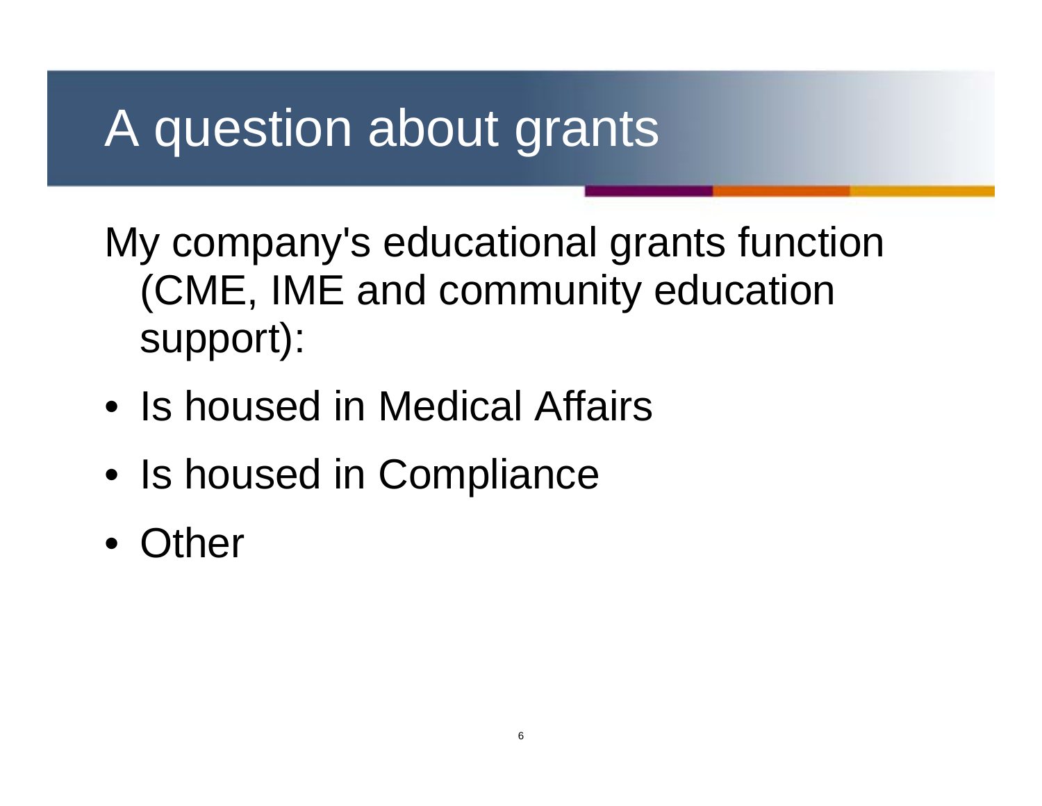# A question about grants

My company's educational grants function (CME, IME and community education support):

- Is housed in Medical Affairs
- Is housed in Compliance
- Other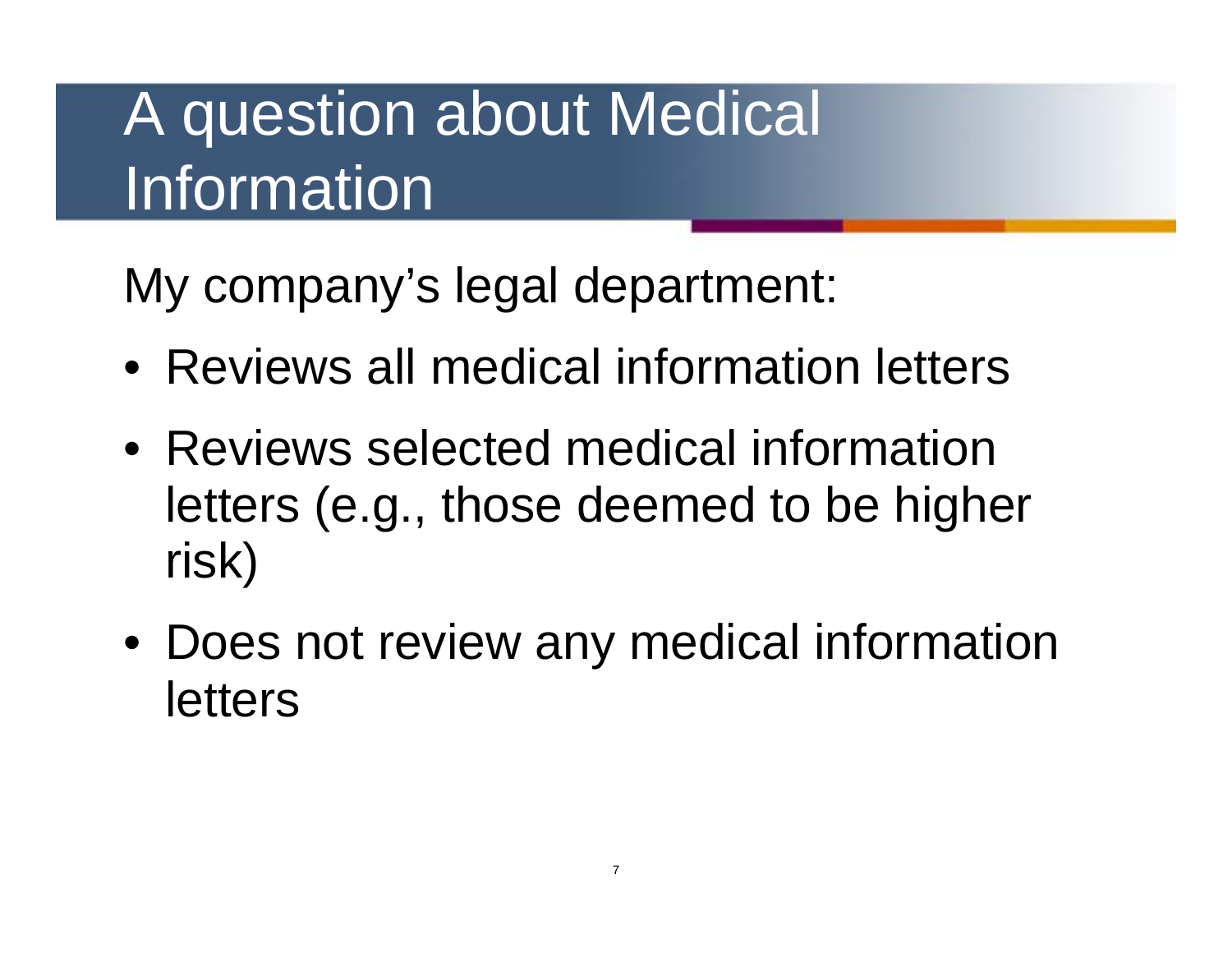# A question about Medical Information

My company's legal department:

- Reviews all medical information letters
- Reviews selected medical information letters (e.g., those deemed to be higher risk)
- Does not review any medical information letters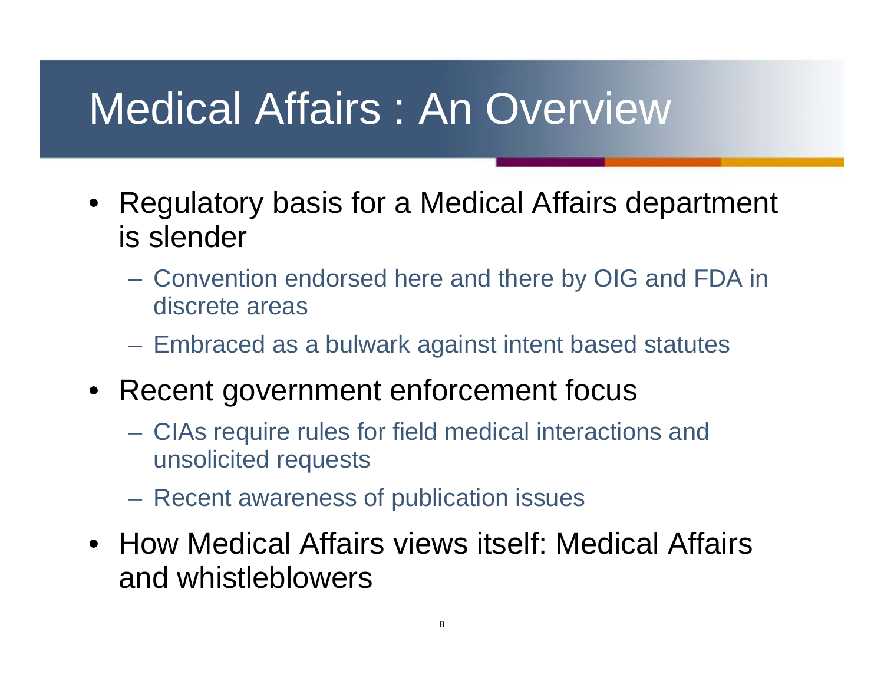# Medical Affairs : An Overview

- Regulatory basis for a Medical Affairs department is slender
  - Convention endorsed here and there by OIG and FDA in discrete areas
  - Embraced as a bulwark against intent based statutes
- Recent government enforcement focus
  - CIAs require rules for field medical interactions and unsolicited requests
  - Recent awareness of publication issues
- How Medical Affairs views itself: Medical Affairs and whistleblowers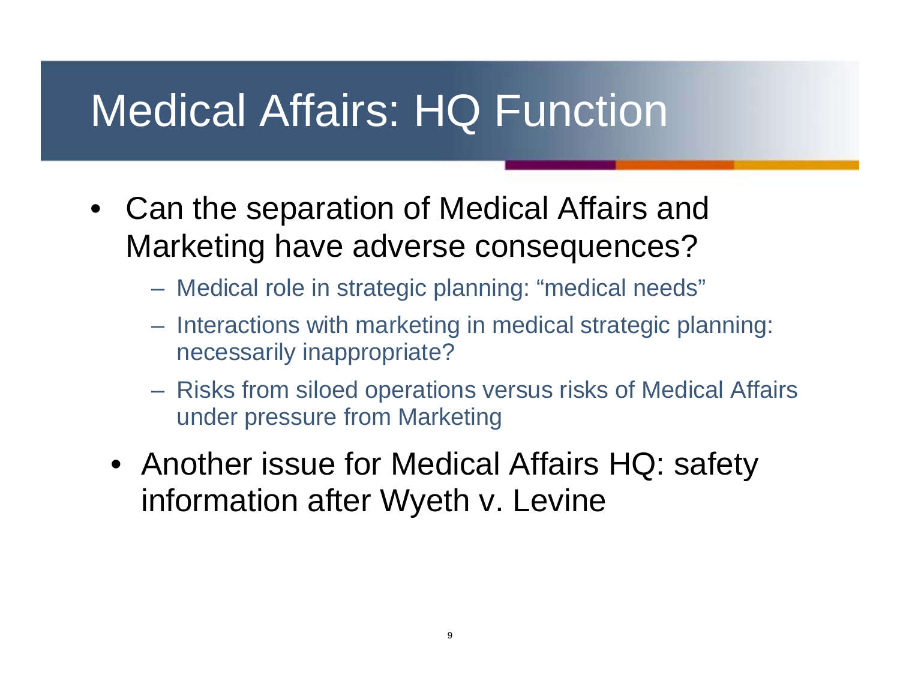# Medical Affairs: HQ Function

- Can the separation of Medical Affairs and Marketing have adverse consequences?
  - Medical role in strategic planning: "medical needs"
  - Interactions with marketing in medical strategic planning: necessarily inappropriate?
  - Risks from siloed operations versus risks of Medical Affairs under pressure from Marketing
- Another issue for Medical Affairs HQ: safety information after Wyeth v. Levine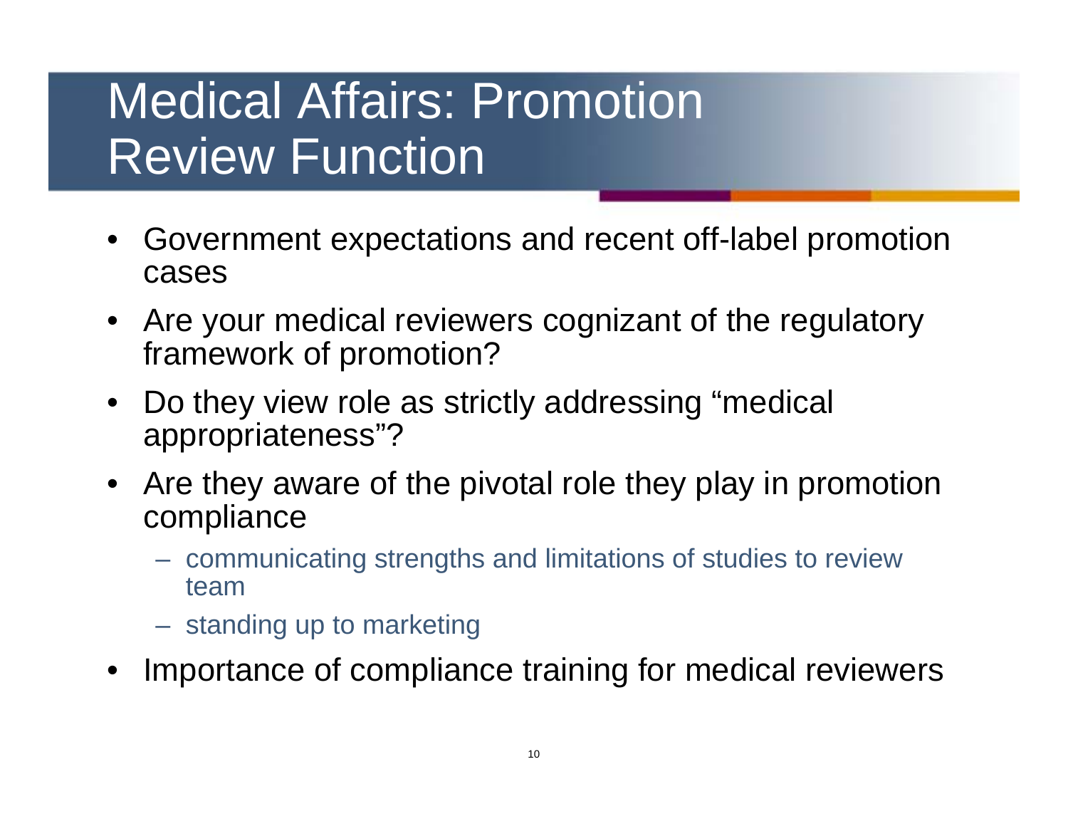# Medical Affairs: Promotion Review Function

- Government expectations and recent off-label promotion cases
- Are your medical reviewers cognizant of the regulatory framework of promotion?
- Do they view role as strictly addressing "medical appropriateness"?
- Are they aware of the pivotal role they play in promotion compliance
  - communicating strengths and limitations of studies to review team
  - standing up to marketing
- Importance of compliance training for medical reviewers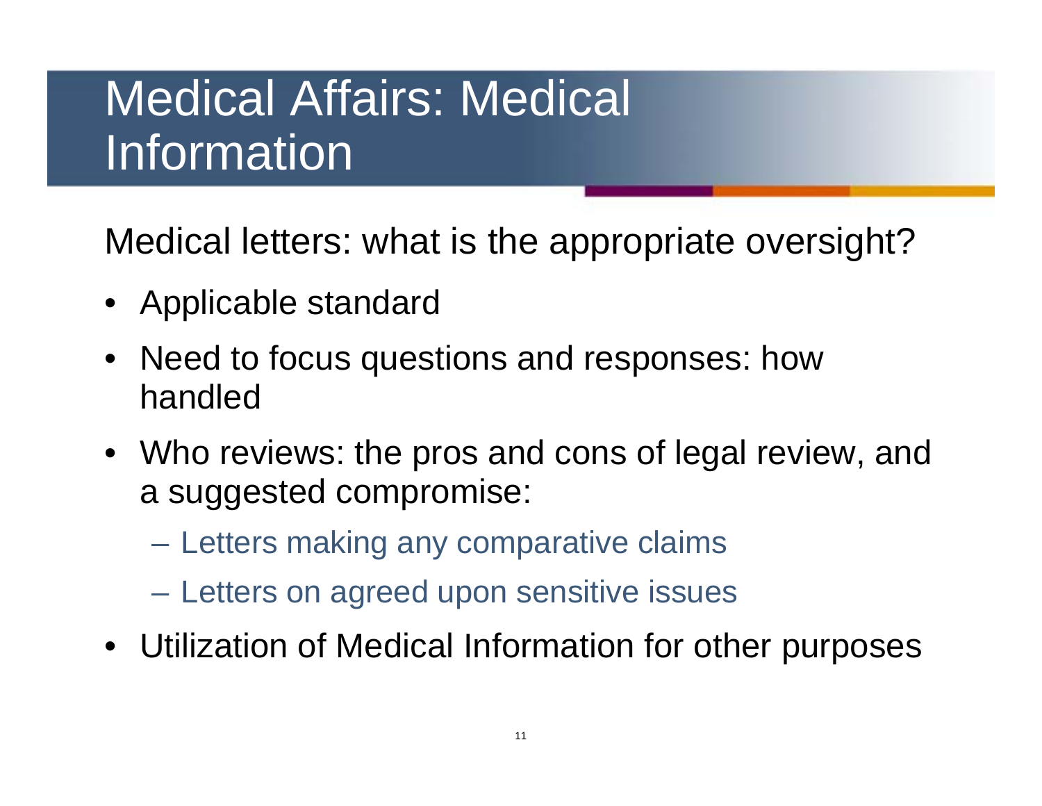# Medical Affairs: Medical Information

Medical letters: what is the appropriate oversight?

- Applicable standard
- Need to focus questions and responses: how handled
- Who reviews: the pros and cons of legal review, and a suggested compromise:
  - Letters making any comparative claims
  - Letters on agreed upon sensitive issues
- Utilization of Medical Information for other purposes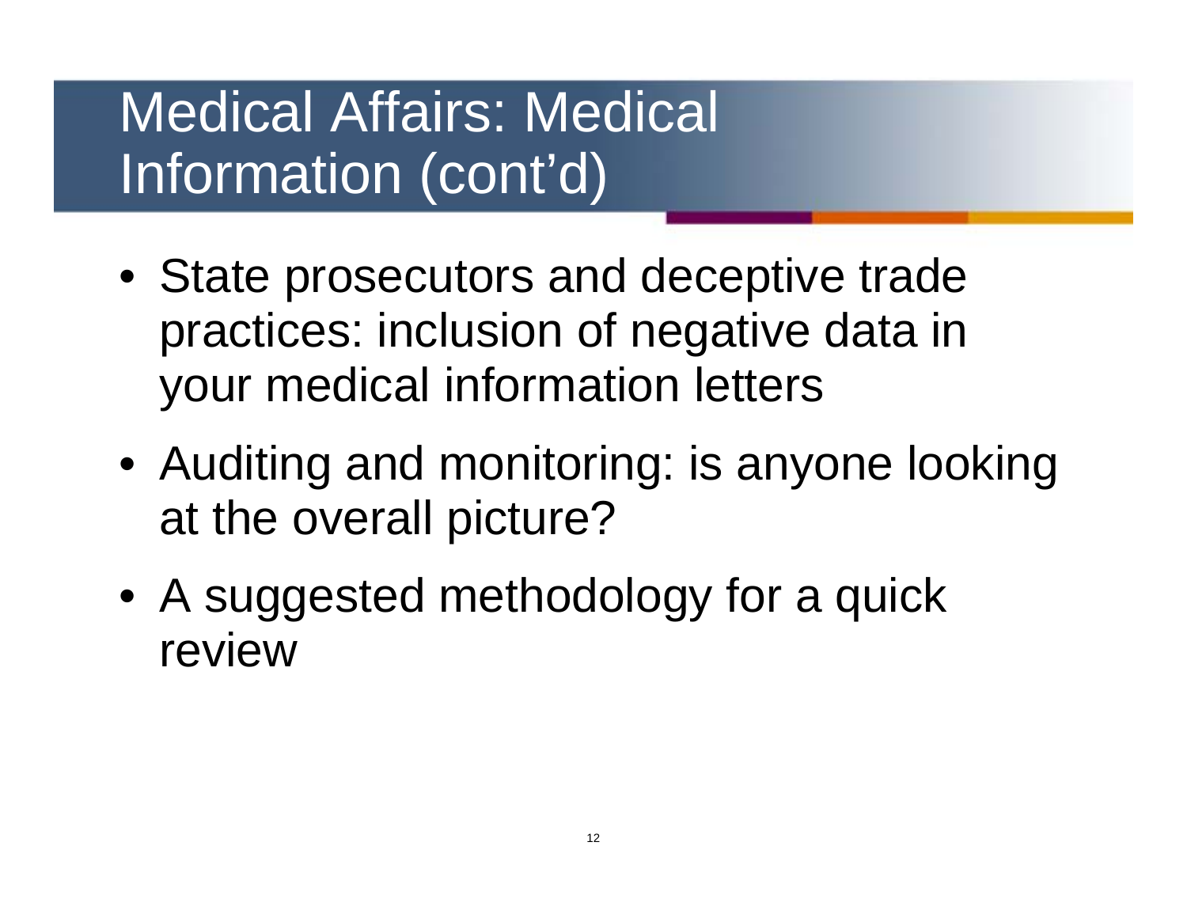# Medical Affairs: Medical Information (cont'd)

- State prosecutors and deceptive trade practices: inclusion of negative data in your medical information letters
- Auditing and monitoring: is anyone looking at the overall picture?
- A suggested methodology for a quick review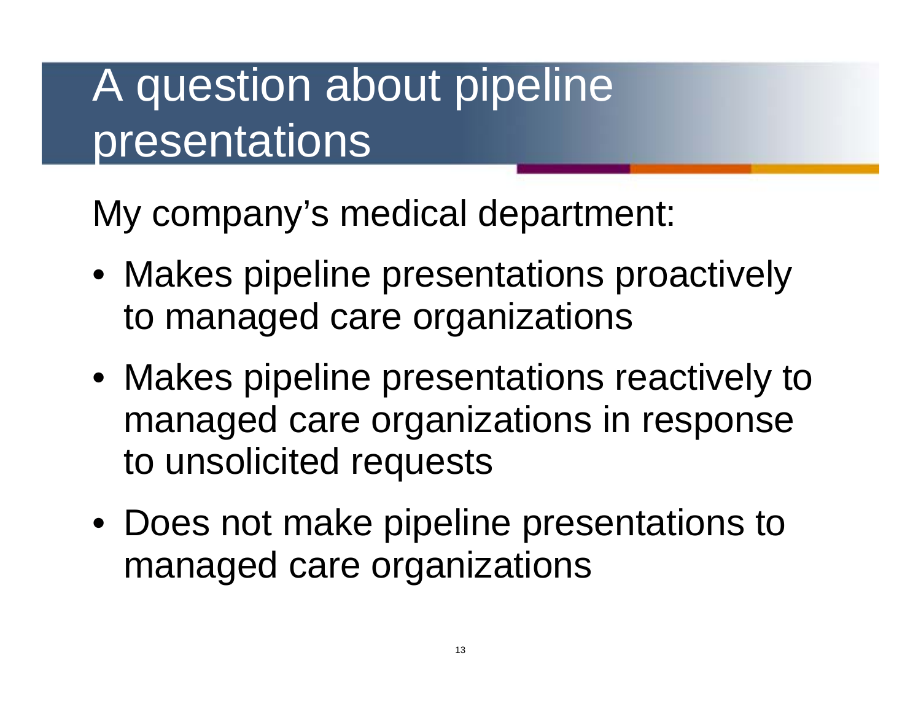# A question about pipeline presentations

My company's medical department:

- Makes pipeline presentations proactively to managed care organizations
- Makes pipeline presentations reactively to managed care organizations in response to unsolicited requests
- Does not make pipeline presentations to managed care organizations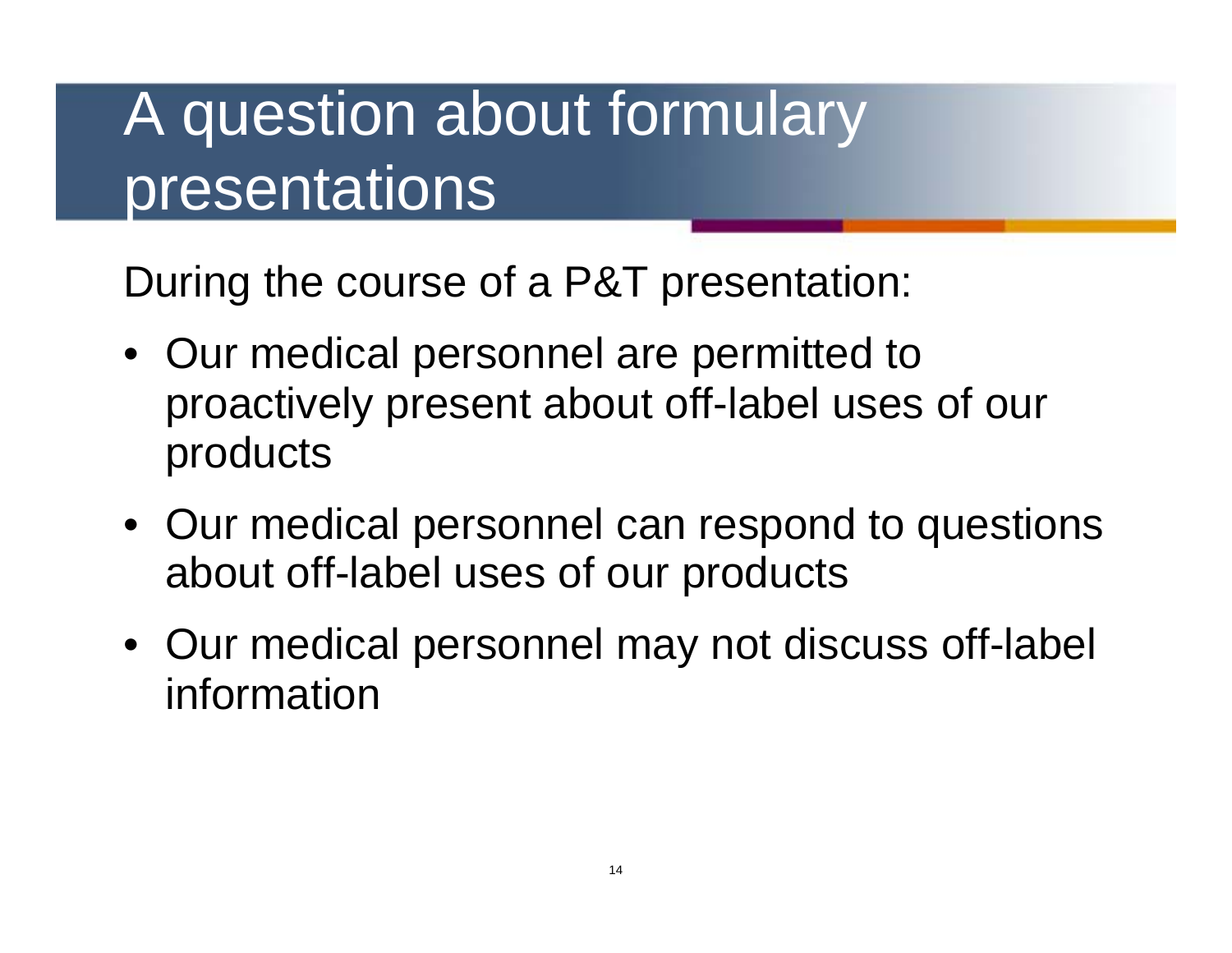# A question about formulary presentations

During the course of a P&T presentation:

- Our medical personnel are permitted to proactively present about off-label uses of our products
- Our medical personnel can respond to questions about off-label uses of our products
- Our medical personnel may not discuss off-label information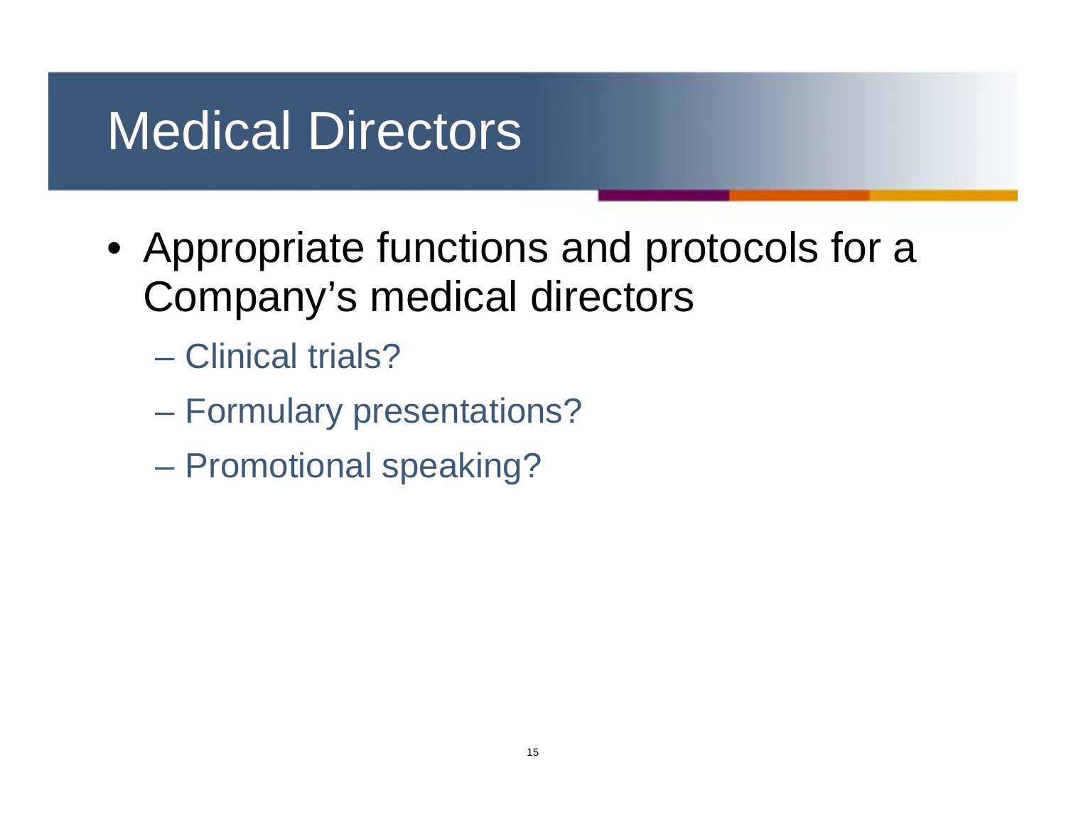# Medical Directors

- Appropriate functions and protocols for a Company's medical directors
  - Clinical trials?
  - Formulary presentations?
  - Promotional speaking?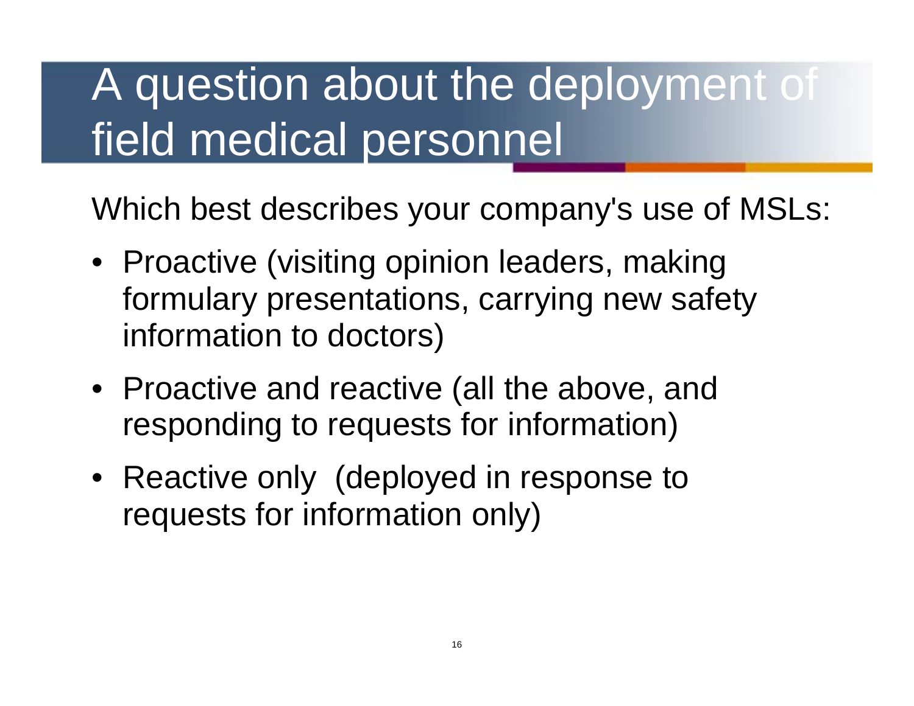# A question about the deployment of field medical personnel

Which best describes your company's use of MSLs:

- Proactive (visiting opinion leaders, making formulary presentations, carrying new safety information to doctors)
- Proactive and reactive (all the above, and responding to requests for information)
- Reactive only (deployed in response to requests for information only)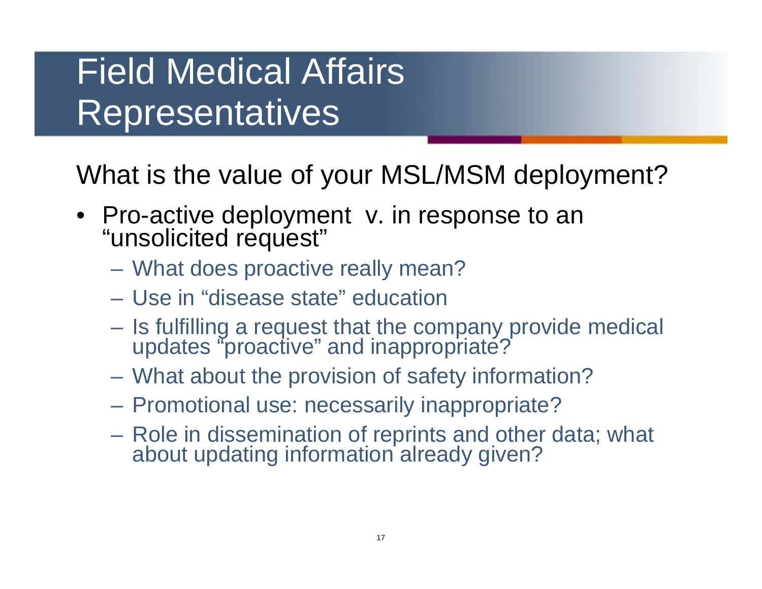# Field Medical Affairs Representatives

What is the value of your MSL/MSM deployment?

- Pro-active deployment v. in response to an "unsolicited request"
  - What does proactive really mean?
  - Use in "disease state" education
  - Is fulfilling a request that the company provide medical updates "proactive" and inappropriate?
  - What about the provision of safety information?
  - Promotional use: necessarily inappropriate?
  - Role in dissemination of reprints and other data; what about updating information already given?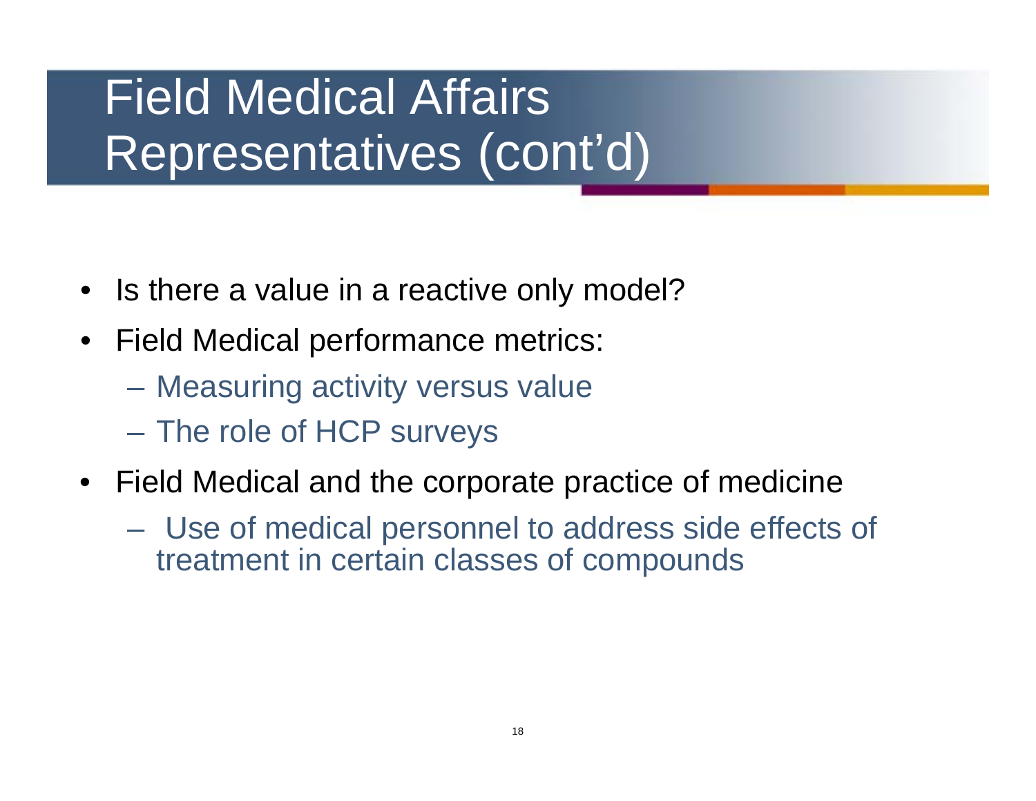# Field Medical Affairs Representatives (cont'd)

- Is there a value in a reactive only model?
- Field Medical performance metrics:
  - Measuring activity versus value
  - The role of HCP surveys
- Field Medical and the corporate practice of medicine
  - Use of medical personnel to address side effects of treatment in certain classes of compounds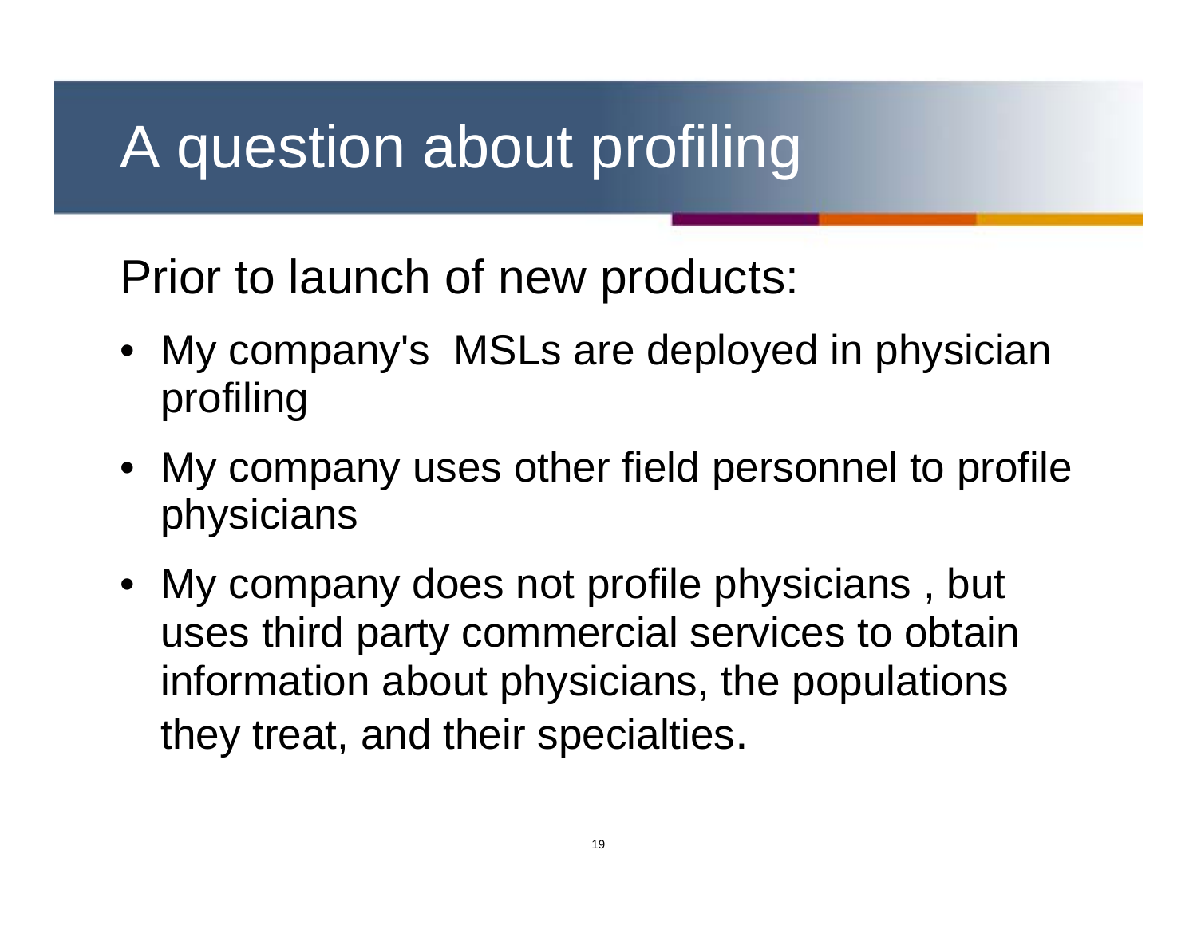# A question about profiling

Prior to launch of new products:

- My company's MSLs are deployed in physician profiling
- My company uses other field personnel to profile physicians
- My company does not profile physicians , but uses third party commercial services to obtain information about physicians, the populations they treat, and their specialties.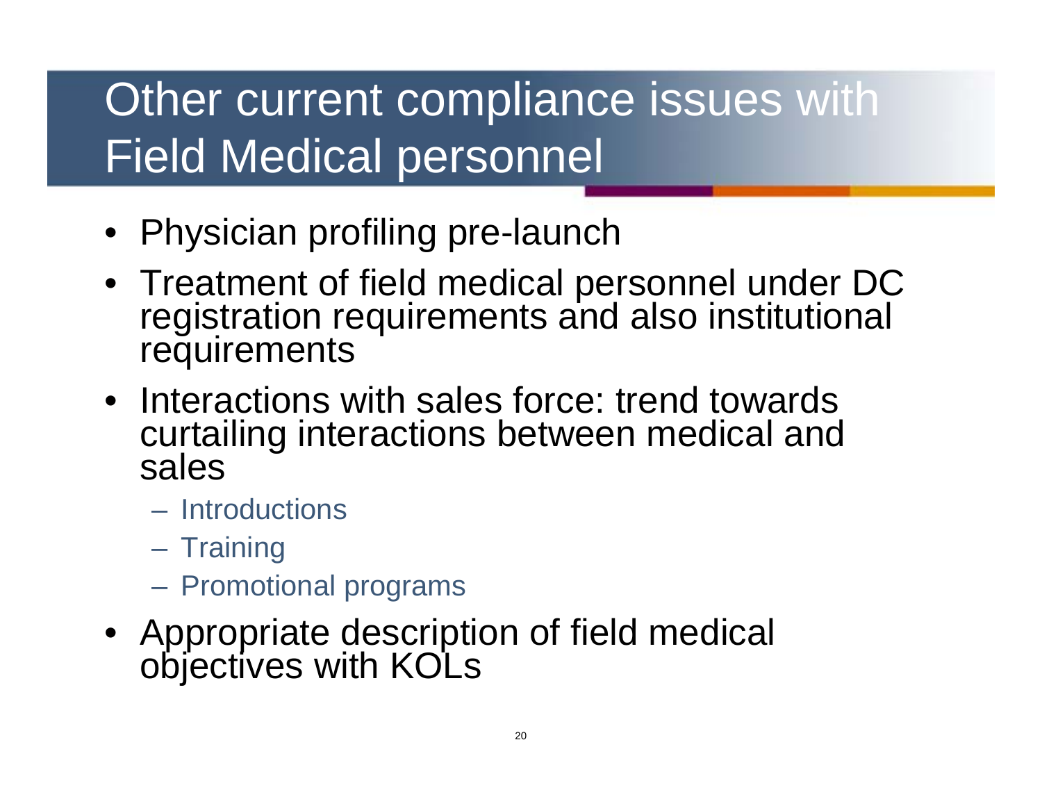# Other current compliance issues with Field Medical personnel

- Physician profiling pre-launch
- Treatment of field medical personnel under DC registration requirements and also institutional requirements
- Interactions with sales force: trend towards curtailing interactions between medical and sales
  - Introductions
  - Training
  - Promotional programs
- Appropriate description of field medical objectives with KOLs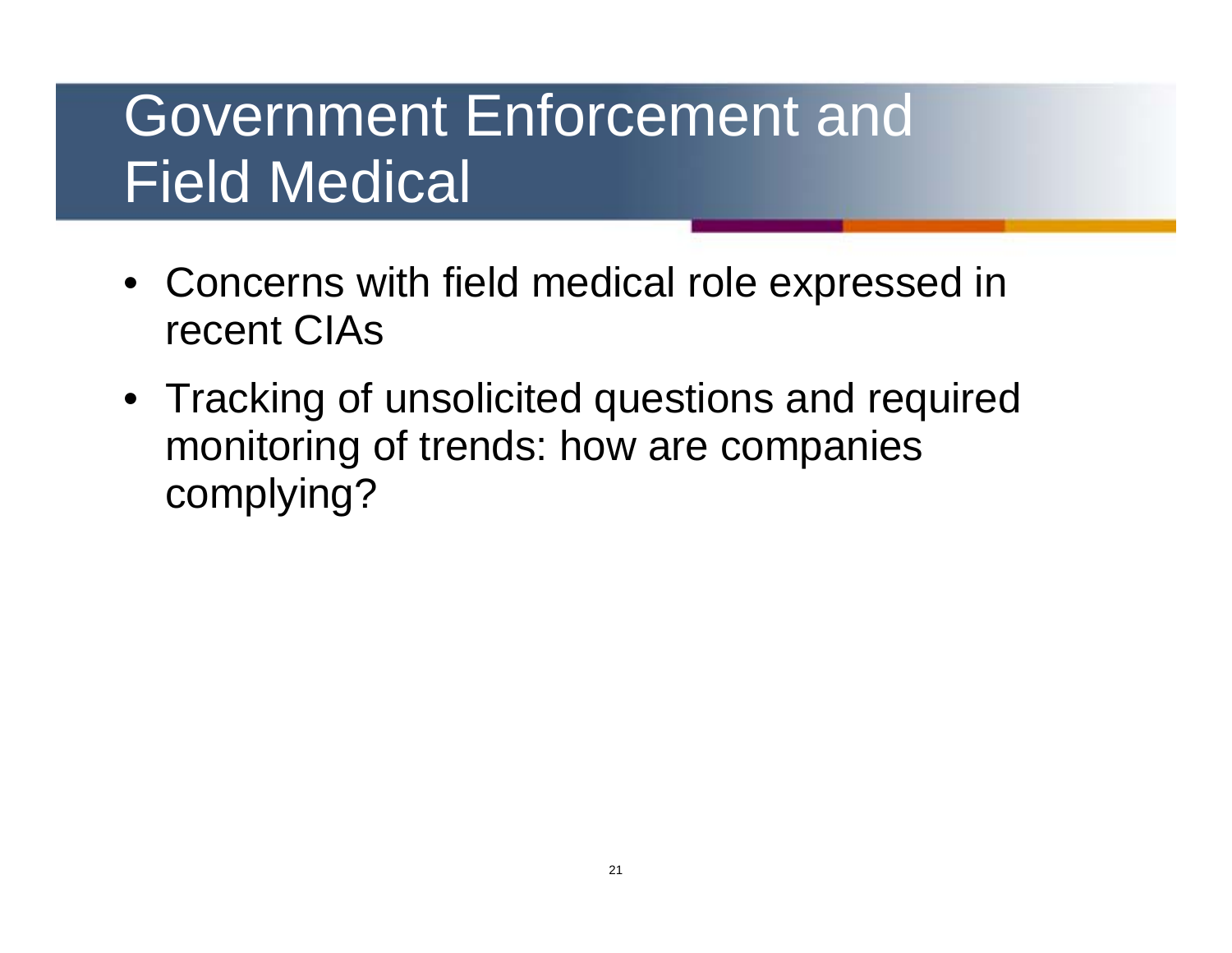# Government Enforcement and Field Medical

- Concerns with field medical role expressed in recent CIAs
- Tracking of unsolicited questions and required monitoring of trends: how are companies complying?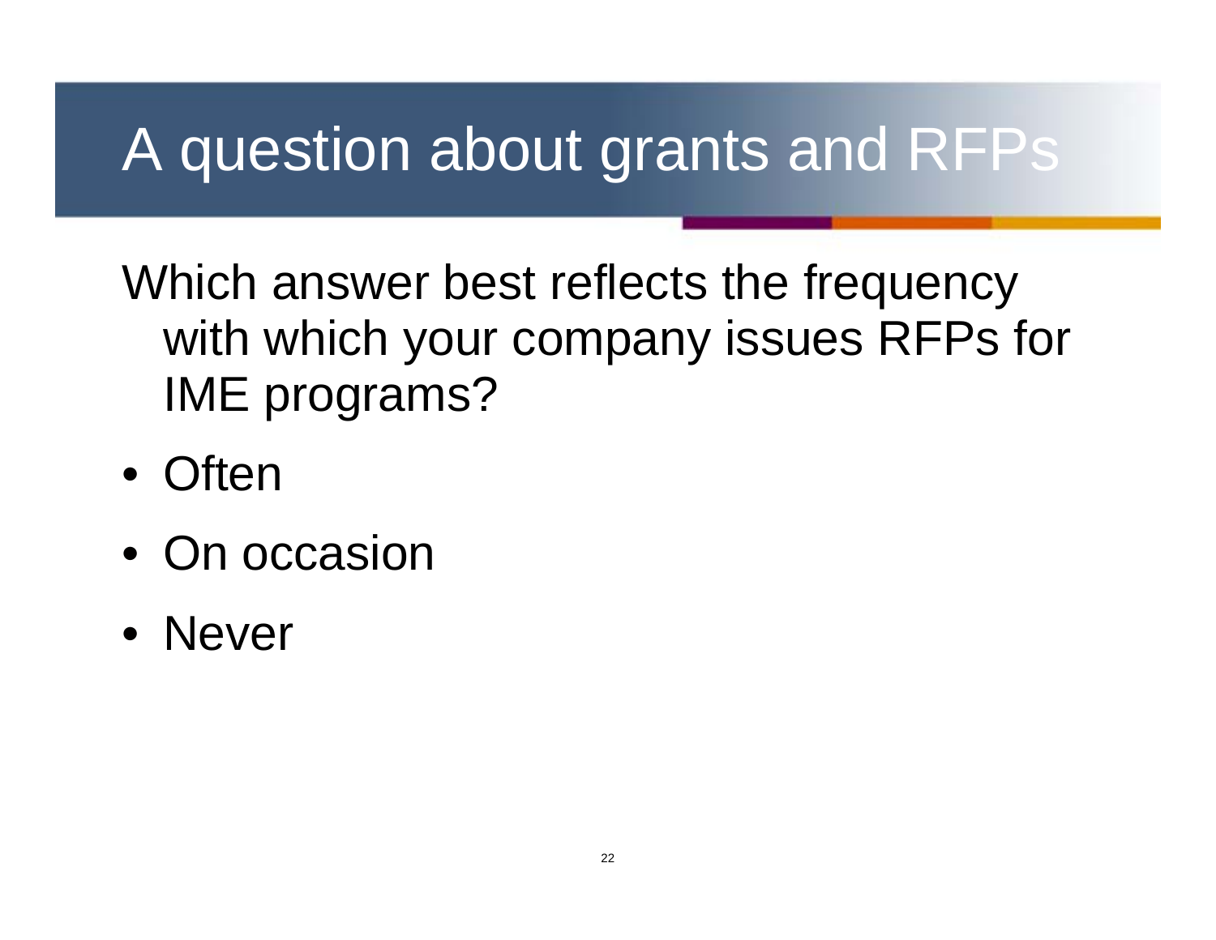# A question about grants and RFPs

Which answer best reflects the frequency with which your company issues RFPs for IME programs?

- Often
- On occasion
- Never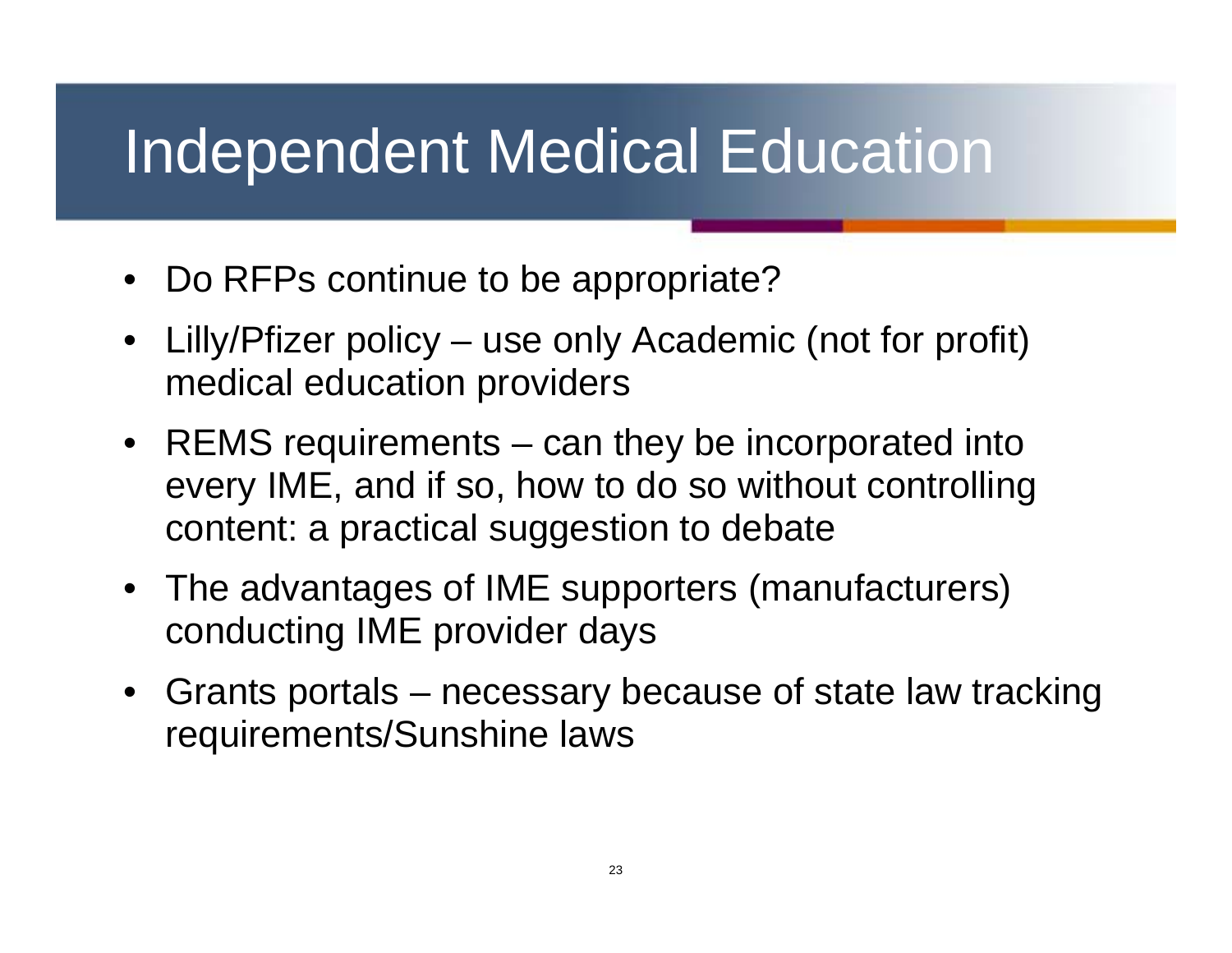# Independent Medical Education

- Do RFPs continue to be appropriate?
- Lilly/Pfizer policy – use only Academic (not for profit) medical education providers
- REMS requirements – can they be incorporated into every IME, and if so, how to do so without controlling content: a practical suggestion to debate
- The advantages of IME supporters (manufacturers) conducting IME provider days
- Grants portals – necessary because of state law tracking requirements/Sunshine laws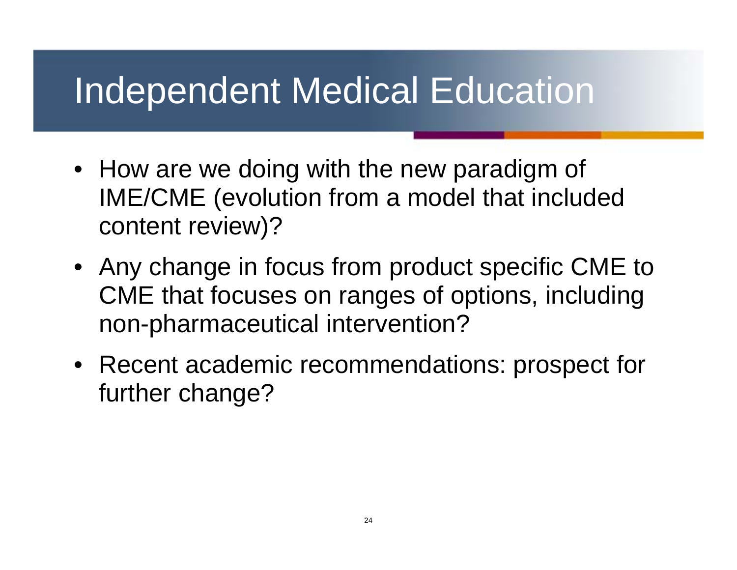# Independent Medical Education

- How are we doing with the new paradigm of IME/CME (evolution from a model that included content review)?
- Any change in focus from product specific CME to CME that focuses on ranges of options, including non-pharmaceutical intervention?
- Recent academic recommendations: prospect for further change?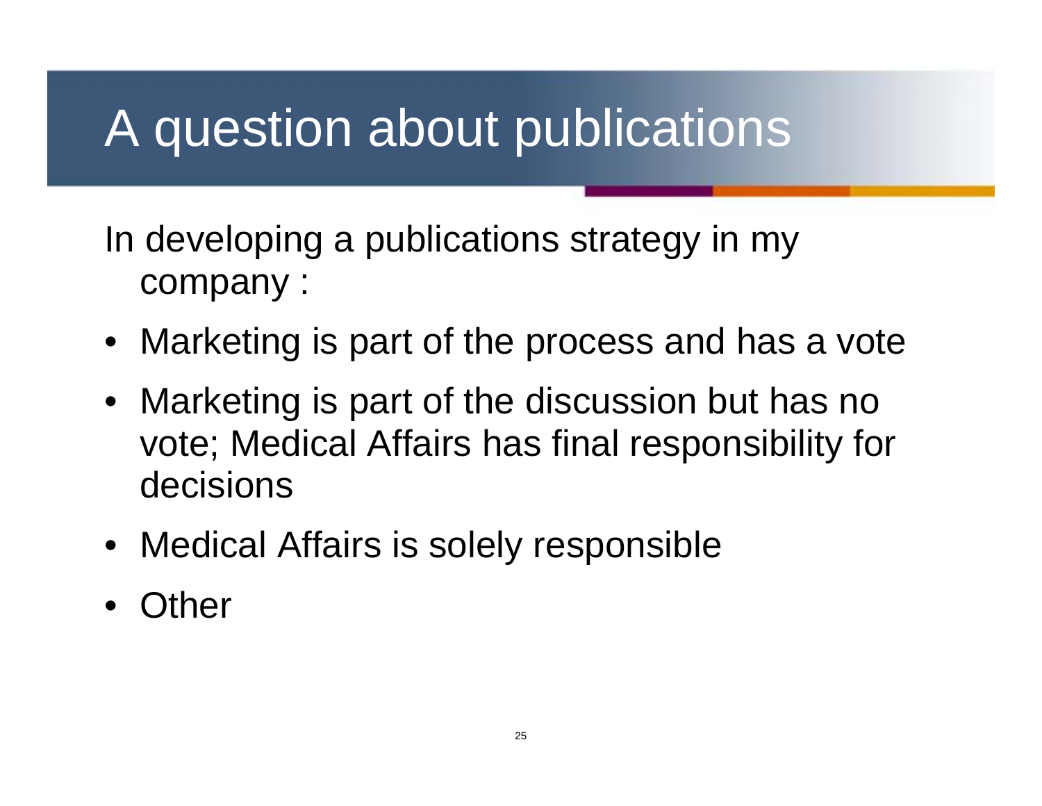# A question about publications

In developing a publications strategy in my company :

- Marketing is part of the process and has a vote
- Marketing is part of the discussion but has no vote; Medical Affairs has final responsibility for decisions
- Medical Affairs is solely responsible
- Other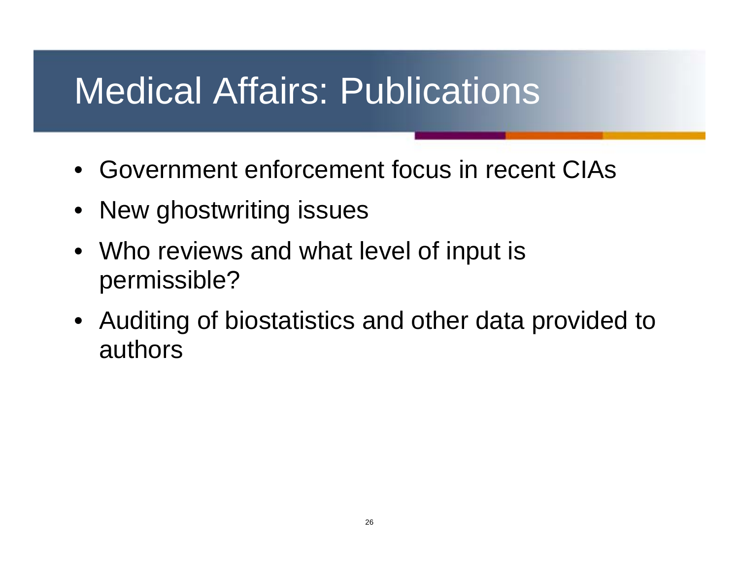# Medical Affairs: Publications

- Government enforcement focus in recent CIAs
- New ghostwriting issues
- Who reviews and what level of input is permissible?
- Auditing of biostatistics and other data provided to authors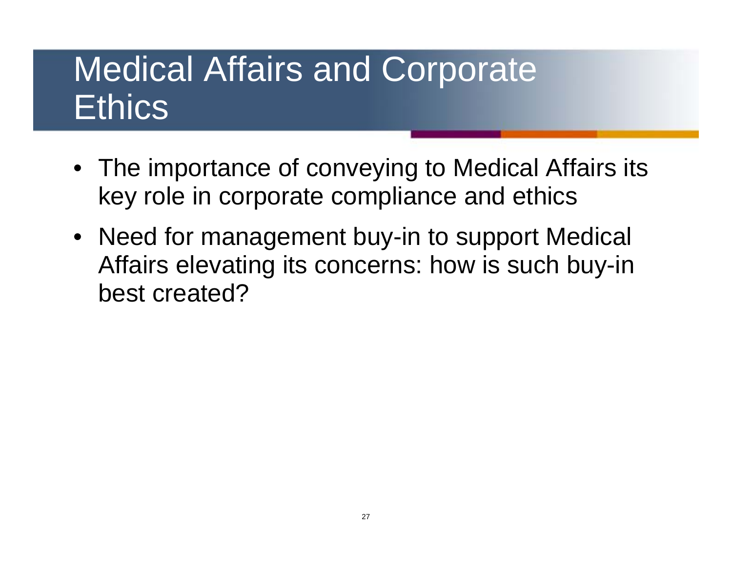# Medical Affairs and Corporate Ethics

- The importance of conveying to Medical Affairs its key role in corporate compliance and ethics
- Need for management buy-in to support Medical Affairs elevating its concerns: how is such buy-in best created?